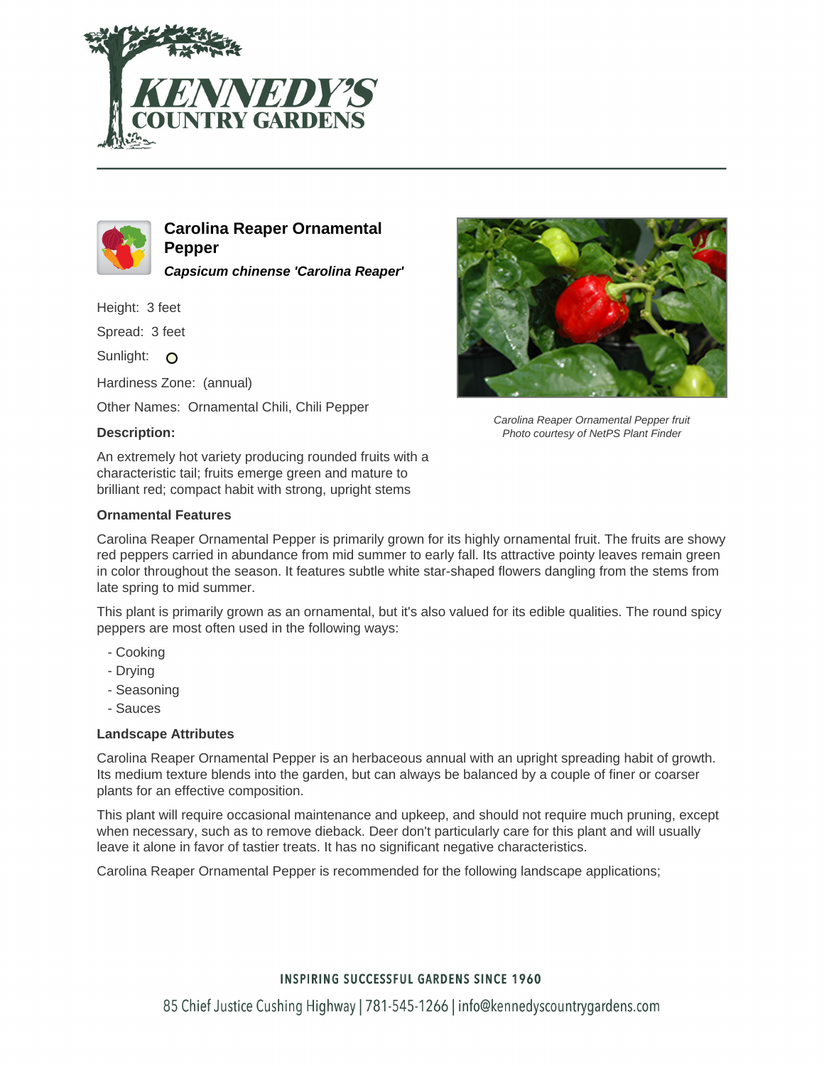# Carolina Reaper Ornamental Pepper

***Capsicum chinense 'Carolina Reaper'***

Height: 3 feet

Spread: 3 feet

Sunlight:

Hardiness Zone: (annual)

Other Names: Ornamental Chili, Chili Pepper

*Carolina Reaper Ornamental Pepper fruit*
*Photo courtesy of NetPS Plant Finder*

**Description:**

An extremely hot variety producing rounded fruits with a characteristic tail; fruits emerge green and mature to brilliant red; compact habit with strong, upright stems

### Ornamental Features

Carolina Reaper Ornamental Pepper is primarily grown for its highly ornamental fruit. The fruits are showy red peppers carried in abundance from mid summer to early fall. Its attractive pointy leaves remain green in color throughout the season. It features subtle white star-shaped flowers dangling from the stems from late spring to mid summer.

This plant is primarily grown as an ornamental, but it's also valued for its edible qualities. The round spicy peppers are most often used in the following ways:

- Cooking
- Drying
- Seasoning
- Sauces

### Landscape Attributes

Carolina Reaper Ornamental Pepper is an herbaceous annual with an upright spreading habit of growth. Its medium texture blends into the garden, but can always be balanced by a couple of finer or coarser plants for an effective composition.

This plant will require occasional maintenance and upkeep, and should not require much pruning, except when necessary, such as to remove dieback. Deer don't particularly care for this plant and will usually leave it alone in favor of tastier treats. It has no significant negative characteristics.

Carolina Reaper Ornamental Pepper is recommended for the following landscape applications;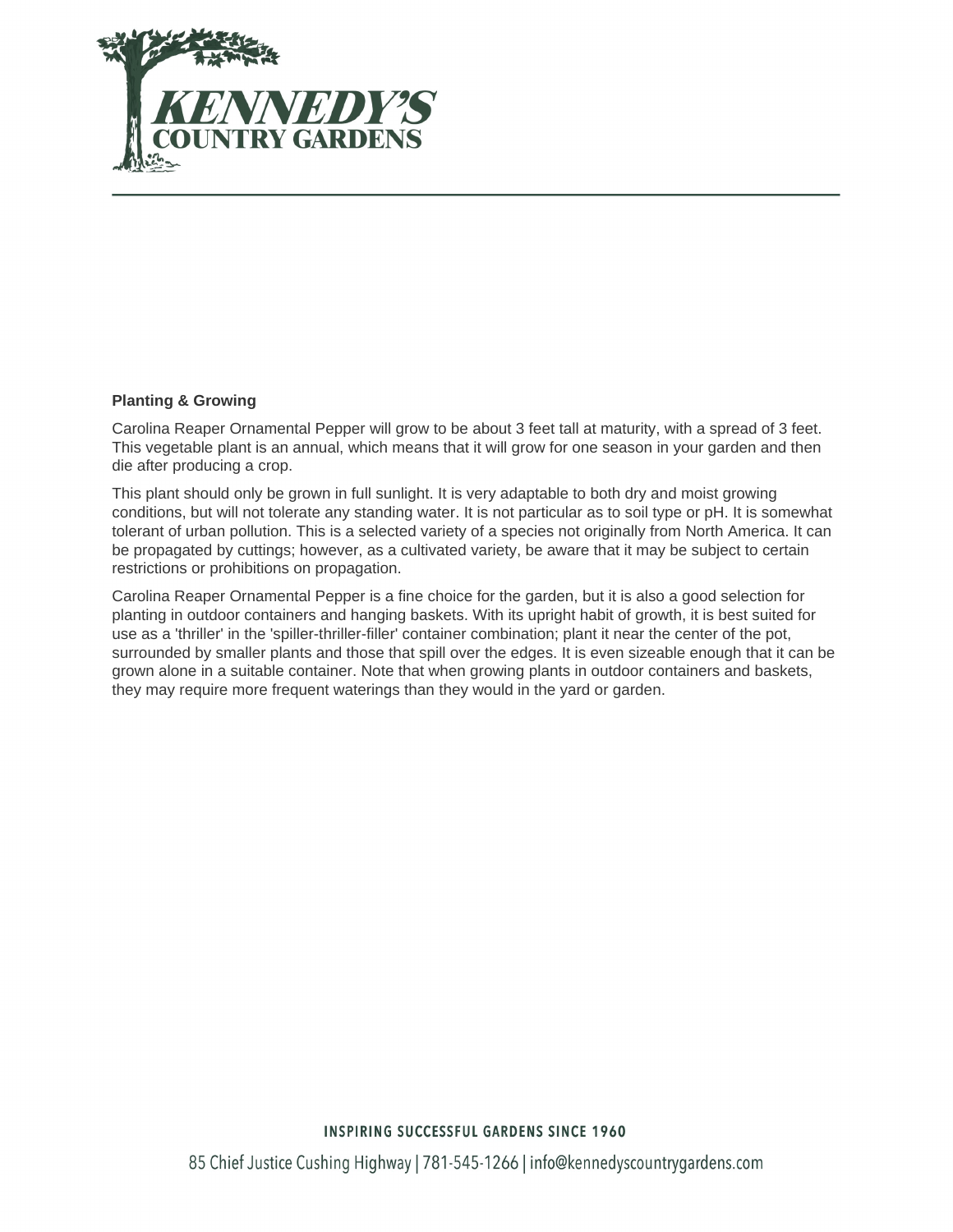**Planting & Growing**

Carolina Reaper Ornamental Pepper will grow to be about 3 feet tall at maturity, with a spread of 3 feet. This vegetable plant is an annual, which means that it will grow for one season in your garden and then die after producing a crop.

This plant should only be grown in full sunlight. It is very adaptable to both dry and moist growing conditions, but will not tolerate any standing water. It is not particular as to soil type or pH. It is somewhat tolerant of urban pollution. This is a selected variety of a species not originally from North America. It can be propagated by cuttings; however, as a cultivated variety, be aware that it may be subject to certain restrictions or prohibitions on propagation.

Carolina Reaper Ornamental Pepper is a fine choice for the garden, but it is also a good selection for planting in outdoor containers and hanging baskets. With its upright habit of growth, it is best suited for use as a 'thriller' in the 'spiller-thriller-filler' container combination; plant it near the center of the pot, surrounded by smaller plants and those that spill over the edges. It is even sizeable enough that it can be grown alone in a suitable container. Note that when growing plants in outdoor containers and baskets, they may require more frequent waterings than they would in the yard or garden.